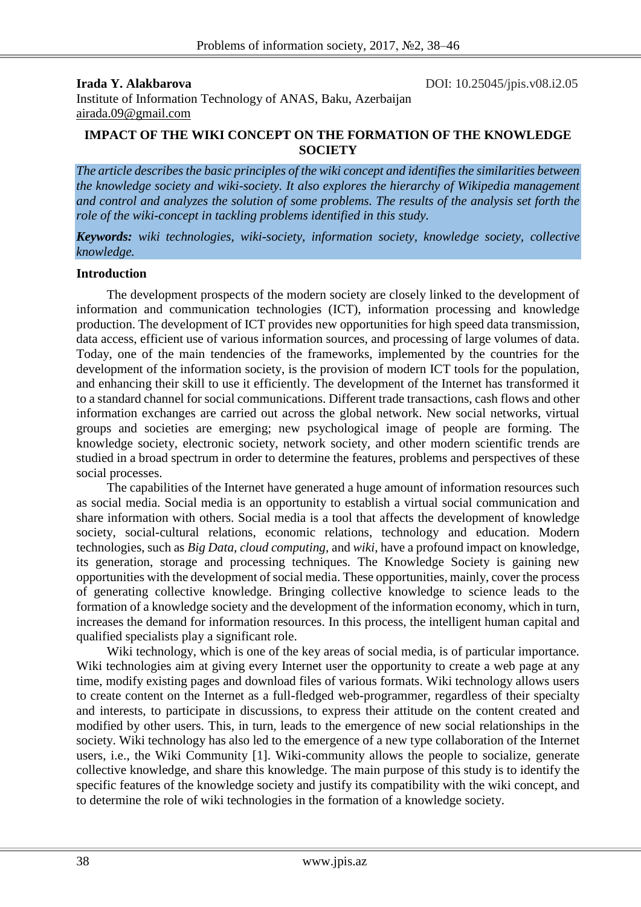**Irada Y. Alakbarova**

DOI: 10.25045/jpis.v08.i2.05

Institute of Information Technology of ANAS, Baku, Azerbaijan
airada.09@gmail.com

# IMPACT OF THE WIKI CONCEPT ON THE FORMATION OF THE KNOWLEDGE SOCIETY

*The article describes the basic principles of the wiki concept and identifies the similarities between the knowledge society and wiki-society. It also explores the hierarchy of Wikipedia management and control and analyzes the solution of some problems. The results of the analysis set forth the role of the wiki-concept in tackling problems identified in this study.*

***Keywords:*** *wiki technologies, wiki-society, information society, knowledge society, collective knowledge.*

## Introduction

The development prospects of the modern society are closely linked to the development of information and communication technologies (ICT), information processing and knowledge production. The development of ICT provides new opportunities for high speed data transmission, data access, efficient use of various information sources, and processing of large volumes of data. Today, one of the main tendencies of the frameworks, implemented by the countries for the development of the information society, is the provision of modern ICT tools for the population, and enhancing their skill to use it efficiently. The development of the Internet has transformed it to a standard channel for social communications. Different trade transactions, cash flows and other information exchanges are carried out across the global network. New social networks, virtual groups and societies are emerging; new psychological image of people are forming. The knowledge society, electronic society, network society, and other modern scientific trends are studied in a broad spectrum in order to determine the features, problems and perspectives of these social processes.

The capabilities of the Internet have generated a huge amount of information resources such as social media. Social media is an opportunity to establish a virtual social communication and share information with others. Social media is a tool that affects the development of knowledge society, social-cultural relations, economic relations, technology and education. Modern technologies, such as *Big Data*, *cloud computing*, and *wiki*, have a profound impact on knowledge, its generation, storage and processing techniques. The Knowledge Society is gaining new opportunities with the development of social media. These opportunities, mainly, cover the process of generating collective knowledge. Bringing collective knowledge to science leads to the formation of a knowledge society and the development of the information economy, which in turn, increases the demand for information resources. In this process, the intelligent human capital and qualified specialists play a significant role.

Wiki technology, which is one of the key areas of social media, is of particular importance. Wiki technologies aim at giving every Internet user the opportunity to create a web page at any time, modify existing pages and download files of various formats. Wiki technology allows users to create content on the Internet as a full-fledged web-programmer, regardless of their specialty and interests, to participate in discussions, to express their attitude on the content created and modified by other users. This, in turn, leads to the emergence of new social relationships in the society. Wiki technology has also led to the emergence of a new type collaboration of the Internet users, i.e., the Wiki Community [1]. Wiki-community allows the people to socialize, generate collective knowledge, and share this knowledge. The main purpose of this study is to identify the specific features of the knowledge society and justify its compatibility with the wiki concept, and to determine the role of wiki technologies in the formation of a knowledge society.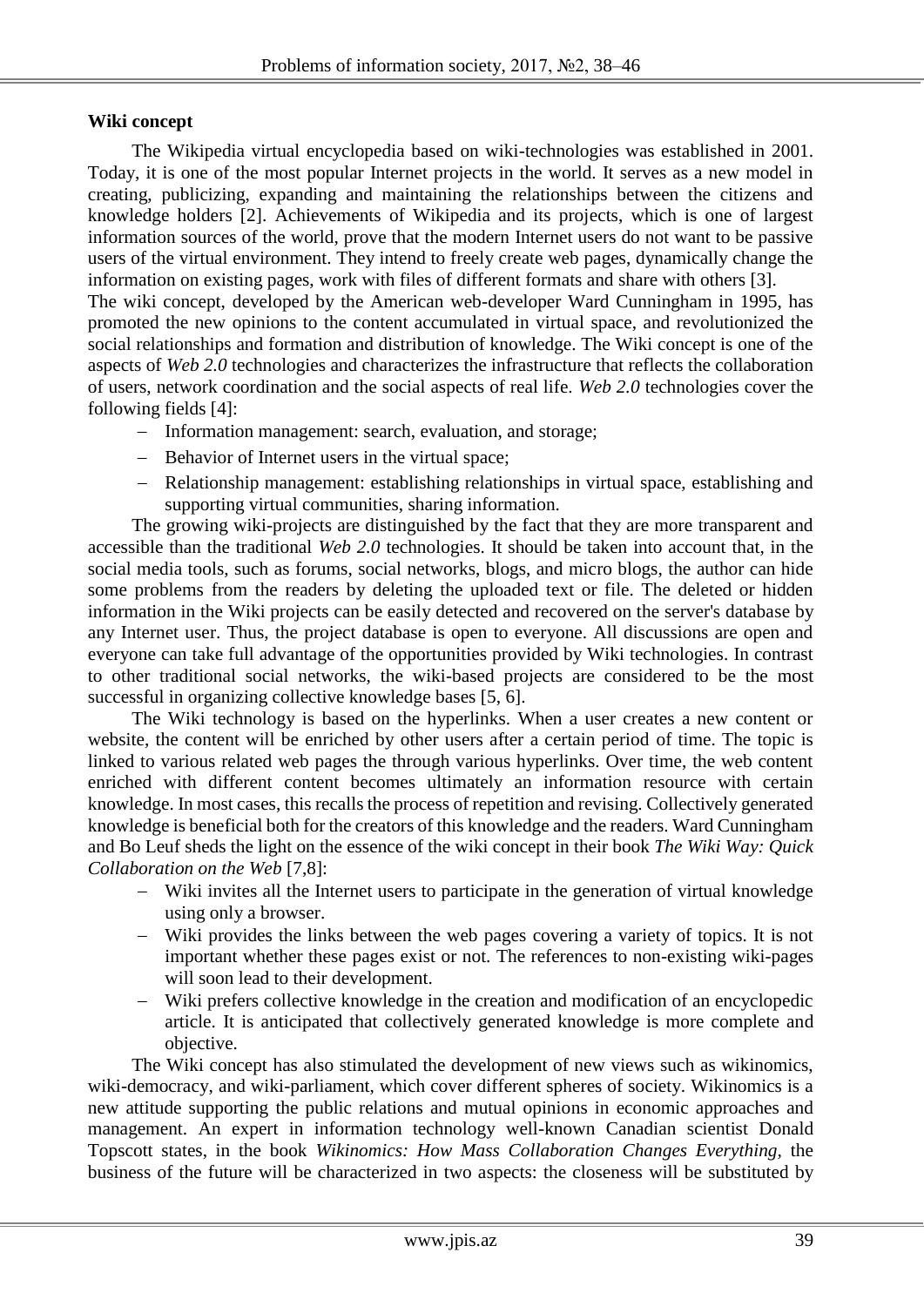**Wiki concept**

The Wikipedia virtual encyclopedia based on wiki-technologies was established in 2001. Today, it is one of the most popular Internet projects in the world. It serves as a new model in creating, publicizing, expanding and maintaining the relationships between the citizens and knowledge holders [2]. Achievements of Wikipedia and its projects, which is one of largest information sources of the world, prove that the modern Internet users do not want to be passive users of the virtual environment. They intend to freely create web pages, dynamically change the information on existing pages, work with files of different formats and share with others [3].

The wiki concept, developed by the American web-developer Ward Cunningham in 1995, has promoted the new opinions to the content accumulated in virtual space, and revolutionized the social relationships and formation and distribution of knowledge. The Wiki concept is one of the aspects of *Web 2.0* technologies and characterizes the infrastructure that reflects the collaboration of users, network coordination and the social aspects of real life. *Web 2.0* technologies cover the following fields [4]:

- Information management: search, evaluation, and storage;
- Behavior of Internet users in the virtual space;
- Relationship management: establishing relationships in virtual space, establishing and supporting virtual communities, sharing information.

The growing wiki-projects are distinguished by the fact that they are more transparent and accessible than the traditional *Web 2.0* technologies. It should be taken into account that, in the social media tools, such as forums, social networks, blogs, and micro blogs, the author can hide some problems from the readers by deleting the uploaded text or file. The deleted or hidden information in the Wiki projects can be easily detected and recovered on the server's database by any Internet user. Thus, the project database is open to everyone. All discussions are open and everyone can take full advantage of the opportunities provided by Wiki technologies. In contrast to other traditional social networks, the wiki-based projects are considered to be the most successful in organizing collective knowledge bases [5, 6].

The Wiki technology is based on the hyperlinks. When a user creates a new content or website, the content will be enriched by other users after a certain period of time. The topic is linked to various related web pages the through various hyperlinks. Over time, the web content enriched with different content becomes ultimately an information resource with certain knowledge. In most cases, this recalls the process of repetition and revising. Collectively generated knowledge is beneficial both for the creators of this knowledge and the readers. Ward Cunningham and Bo Leuf sheds the light on the essence of the wiki concept in their book *The Wiki Way: Quick Collaboration on the Web* [7,8]:

- Wiki invites all the Internet users to participate in the generation of virtual knowledge using only a browser.
- Wiki provides the links between the web pages covering a variety of topics. It is not important whether these pages exist or not. The references to non-existing wiki-pages will soon lead to their development.
- Wiki prefers collective knowledge in the creation and modification of an encyclopedic article. It is anticipated that collectively generated knowledge is more complete and objective.

The Wiki concept has also stimulated the development of new views such as wikinomics, wiki-democracy, and wiki-parliament, which cover different spheres of society. Wikinomics is a new attitude supporting the public relations and mutual opinions in economic approaches and management. An expert in information technology well-known Canadian scientist Donald Topscott states, in the book *Wikinomics: How Mass Collaboration Changes Everything*, the business of the future will be characterized in two aspects: the closeness will be substituted by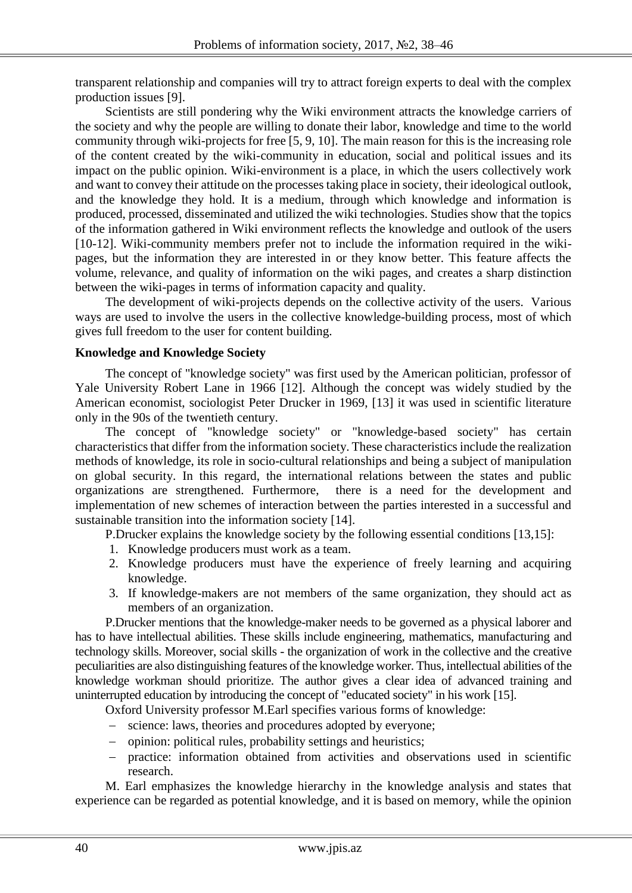transparent relationship and companies will try to attract foreign experts to deal with the complex production issues [9].

Scientists are still pondering why the Wiki environment attracts the knowledge carriers of the society and why the people are willing to donate their labor, knowledge and time to the world community through wiki-projects for free [5, 9, 10]. The main reason for this is the increasing role of the content created by the wiki-community in education, social and political issues and its impact on the public opinion. Wiki-environment is a place, in which the users collectively work and want to convey their attitude on the processes taking place in society, their ideological outlook, and the knowledge they hold. It is a medium, through which knowledge and information is produced, processed, disseminated and utilized the wiki technologies. Studies show that the topics of the information gathered in Wiki environment reflects the knowledge and outlook of the users [10-12]. Wiki-community members prefer not to include the information required in the wiki-pages, but the information they are interested in or they know better. This feature affects the volume, relevance, and quality of information on the wiki pages, and creates a sharp distinction between the wiki-pages in terms of information capacity and quality.

The development of wiki-projects depends on the collective activity of the users. Various ways are used to involve the users in the collective knowledge-building process, most of which gives full freedom to the user for content building.

**Knowledge and Knowledge Society**

The concept of "knowledge society" was first used by the American politician, professor of Yale University Robert Lane in 1966 [12]. Although the concept was widely studied by the American economist, sociologist Peter Drucker in 1969, [13] it was used in scientific literature only in the 90s of the twentieth century.

The concept of "knowledge society" or "knowledge-based society" has certain characteristics that differ from the information society. These characteristics include the realization methods of knowledge, its role in socio-cultural relationships and being a subject of manipulation on global security. In this regard, the international relations between the states and public organizations are strengthened. Furthermore, there is a need for the development and implementation of new schemes of interaction between the parties interested in a successful and sustainable transition into the information society [14].

P.Drucker explains the knowledge society by the following essential conditions [13,15]:

1. Knowledge producers must work as a team.
2. Knowledge producers must have the experience of freely learning and acquiring knowledge.
3. If knowledge-makers are not members of the same organization, they should act as members of an organization.

P.Drucker mentions that the knowledge-maker needs to be governed as a physical laborer and has to have intellectual abilities. These skills include engineering, mathematics, manufacturing and technology skills. Moreover, social skills - the organization of work in the collective and the creative peculiarities are also distinguishing features of the knowledge worker. Thus, intellectual abilities of the knowledge workman should prioritize. The author gives a clear idea of advanced training and uninterrupted education by introducing the concept of "educated society" in his work [15].

Oxford University professor M.Earl specifies various forms of knowledge:

- science: laws, theories and procedures adopted by everyone;
- opinion: political rules, probability settings and heuristics;
- practice: information obtained from activities and observations used in scientific research.

M. Earl emphasizes the knowledge hierarchy in the knowledge analysis and states that experience can be regarded as potential knowledge, and it is based on memory, while the opinion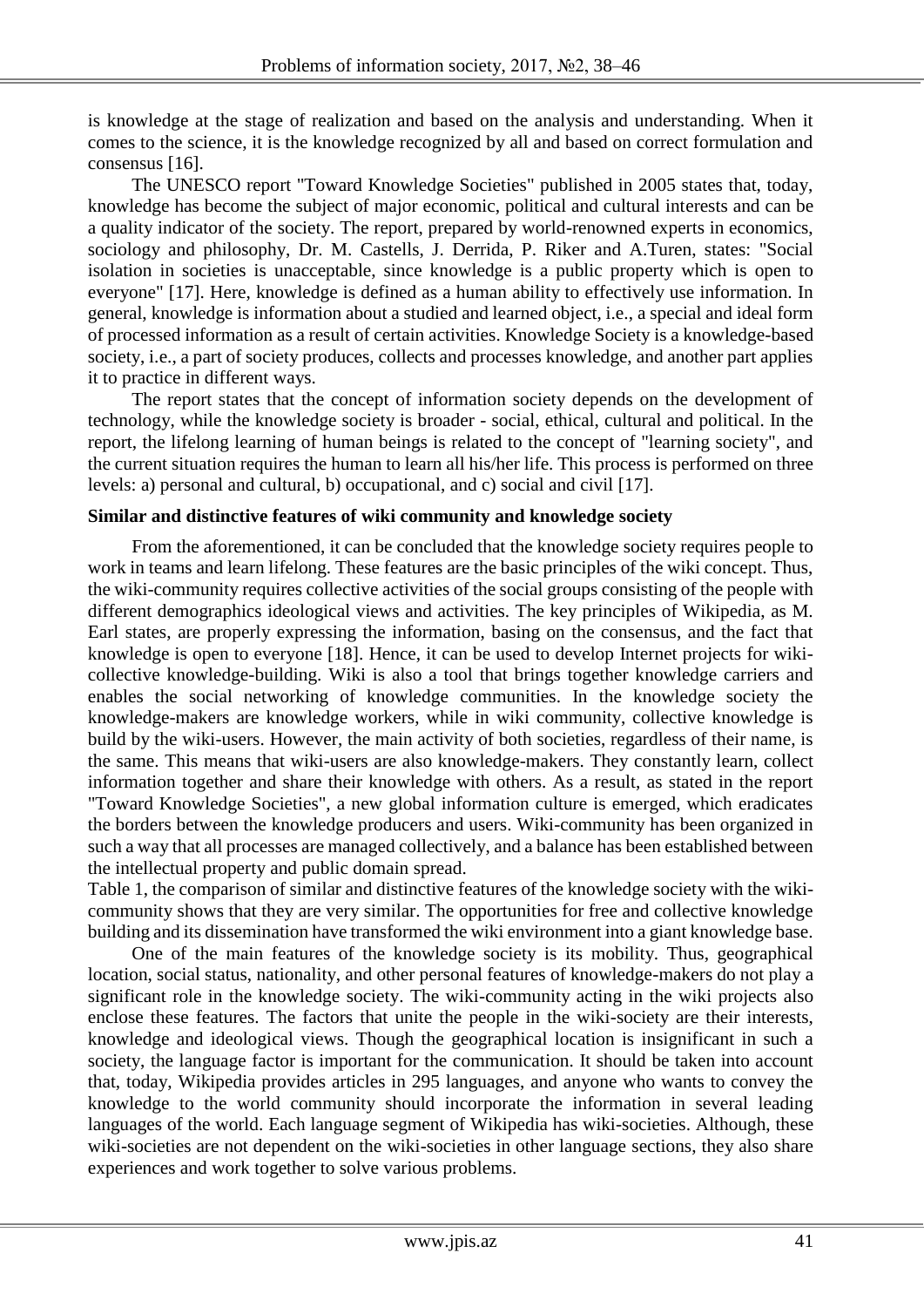is knowledge at the stage of realization and based on the analysis and understanding. When it comes to the science, it is the knowledge recognized by all and based on correct formulation and consensus [16].

The UNESCO report "Toward Knowledge Societies" published in 2005 states that, today, knowledge has become the subject of major economic, political and cultural interests and can be a quality indicator of the society. The report, prepared by world-renowned experts in economics, sociology and philosophy, Dr. M. Castells, J. Derrida, P. Riker and A.Turen, states: "Social isolation in societies is unacceptable, since knowledge is a public property which is open to everyone" [17]. Here, knowledge is defined as a human ability to effectively use information. In general, knowledge is information about a studied and learned object, i.e., a special and ideal form of processed information as a result of certain activities. Knowledge Society is a knowledge-based society, i.e., a part of society produces, collects and processes knowledge, and another part applies it to practice in different ways.

The report states that the concept of information society depends on the development of technology, while the knowledge society is broader - social, ethical, cultural and political. In the report, the lifelong learning of human beings is related to the concept of "learning society", and the current situation requires the human to learn all his/her life. This process is performed on three levels: a) personal and cultural, b) occupational, and c) social and civil [17].

**Similar and distinctive features of wiki community and knowledge society**

From the aforementioned, it can be concluded that the knowledge society requires people to work in teams and learn lifelong. These features are the basic principles of the wiki concept. Thus, the wiki-community requires collective activities of the social groups consisting of the people with different demographics ideological views and activities. The key principles of Wikipedia, as M. Earl states, are properly expressing the information, basing on the consensus, and the fact that knowledge is open to everyone [18]. Hence, it can be used to develop Internet projects for wiki-collective knowledge-building. Wiki is also a tool that brings together knowledge carriers and enables the social networking of knowledge communities. In the knowledge society the knowledge-makers are knowledge workers, while in wiki community, collective knowledge is build by the wiki-users. However, the main activity of both societies, regardless of their name, is the same. This means that wiki-users are also knowledge-makers. They constantly learn, collect information together and share their knowledge with others. As a result, as stated in the report "Toward Knowledge Societies", a new global information culture is emerged, which eradicates the borders between the knowledge producers and users. Wiki-community has been organized in such a way that all processes are managed collectively, and a balance has been established between the intellectual property and public domain spread.

Table 1, the comparison of similar and distinctive features of the knowledge society with the wiki-community shows that they are very similar. The opportunities for free and collective knowledge building and its dissemination have transformed the wiki environment into a giant knowledge base.

One of the main features of the knowledge society is its mobility. Thus, geographical location, social status, nationality, and other personal features of knowledge-makers do not play a significant role in the knowledge society. The wiki-community acting in the wiki projects also enclose these features. The factors that unite the people in the wiki-society are their interests, knowledge and ideological views. Though the geographical location is insignificant in such a society, the language factor is important for the communication. It should be taken into account that, today, Wikipedia provides articles in 295 languages, and anyone who wants to convey the knowledge to the world community should incorporate the information in several leading languages of the world. Each language segment of Wikipedia has wiki-societies. Although, these wiki-societies are not dependent on the wiki-societies in other language sections, they also share experiences and work together to solve various problems.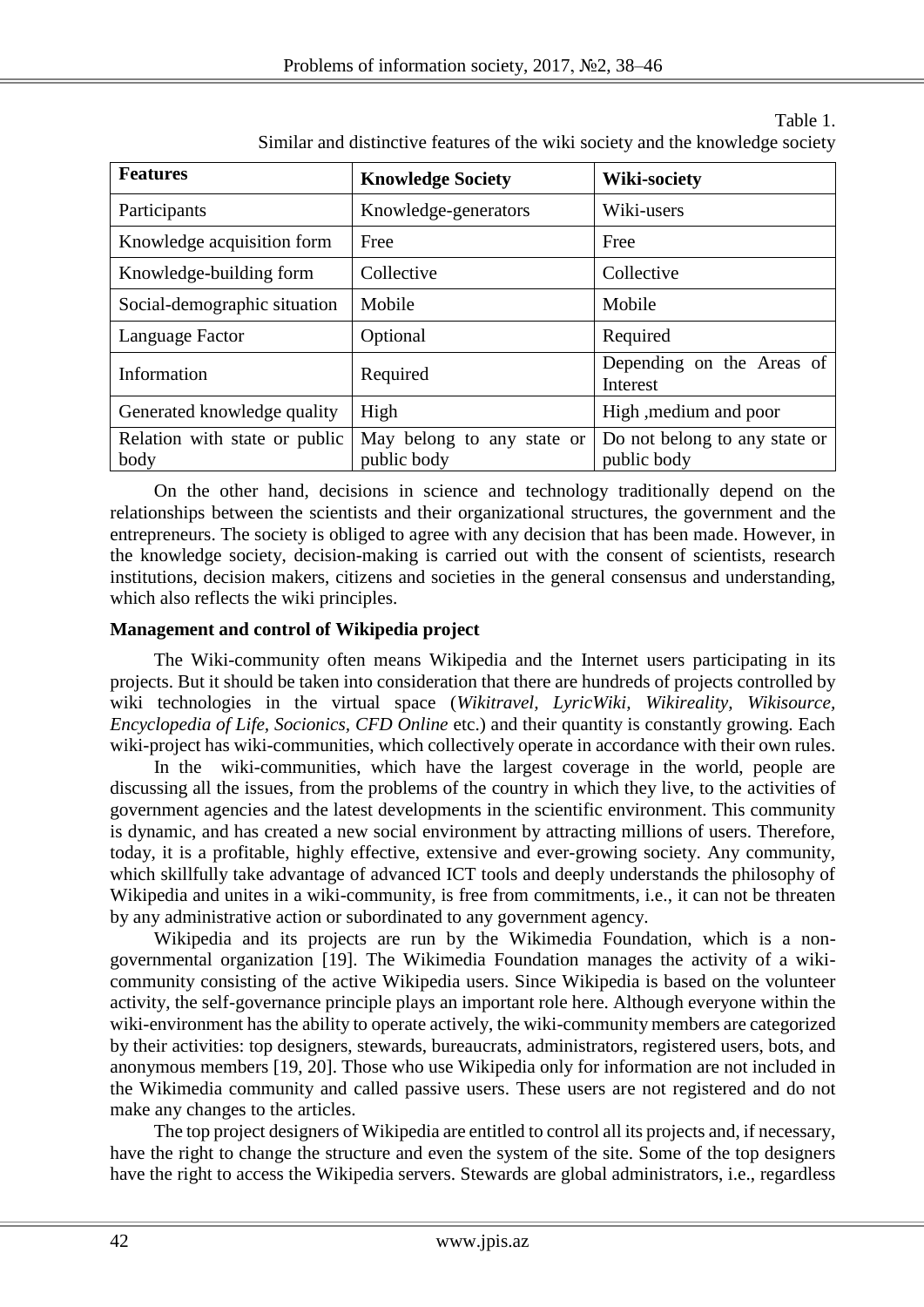Table 1.

Similar and distinctive features of the wiki society and the knowledge society

| Features | Knowledge Society | Wiki-society |
| --- | --- | --- |
| Participants | Knowledge-generators | Wiki-users |
| Knowledge acquisition form | Free | Free |
| Knowledge-building form | Collective | Collective |
| Social-demographic situation | Mobile | Mobile |
| Language Factor | Optional | Required |
| Information | Required | Depending on the Areas of Interest |
| Generated knowledge quality | High | High ,medium and poor |
| Relation with state or public body | May belong to any state or public body | Do not belong to any state or public body |

On the other hand, decisions in science and technology traditionally depend on the relationships between the scientists and their organizational structures, the government and the entrepreneurs. The society is obliged to agree with any decision that has been made. However, in the knowledge society, decision-making is carried out with the consent of scientists, research institutions, decision makers, citizens and societies in the general consensus and understanding, which also reflects the wiki principles.

**Management and control of Wikipedia project**

The Wiki-community often means Wikipedia and the Internet users participating in its projects. But it should be taken into consideration that there are hundreds of projects controlled by wiki technologies in the virtual space (*Wikitravel, LyricWiki, Wikireality, Wikisource, Encyclopedia of Life, Socionics, CFD Online* etc.) and their quantity is constantly growing. Each wiki-project has wiki-communities, which collectively operate in accordance with their own rules.

In the wiki-communities, which have the largest coverage in the world, people are discussing all the issues, from the problems of the country in which they live, to the activities of government agencies and the latest developments in the scientific environment. This community is dynamic, and has created a new social environment by attracting millions of users. Therefore, today, it is a profitable, highly effective, extensive and ever-growing society. Any community, which skillfully take advantage of advanced ICT tools and deeply understands the philosophy of Wikipedia and unites in a wiki-community, is free from commitments, i.e., it can not be threaten by any administrative action or subordinated to any government agency.

Wikipedia and its projects are run by the Wikimedia Foundation, which is a non-governmental organization [19]. The Wikimedia Foundation manages the activity of a wiki-community consisting of the active Wikipedia users. Since Wikipedia is based on the volunteer activity, the self-governance principle plays an important role here. Although everyone within the wiki-environment has the ability to operate actively, the wiki-community members are categorized by their activities: top designers, stewards, bureaucrats, administrators, registered users, bots, and anonymous members [19, 20]. Those who use Wikipedia only for information are not included in the Wikimedia community and called passive users. These users are not registered and do not make any changes to the articles.

The top project designers of Wikipedia are entitled to control all its projects and, if necessary, have the right to change the structure and even the system of the site. Some of the top designers have the right to access the Wikipedia servers. Stewards are global administrators, i.e., regardless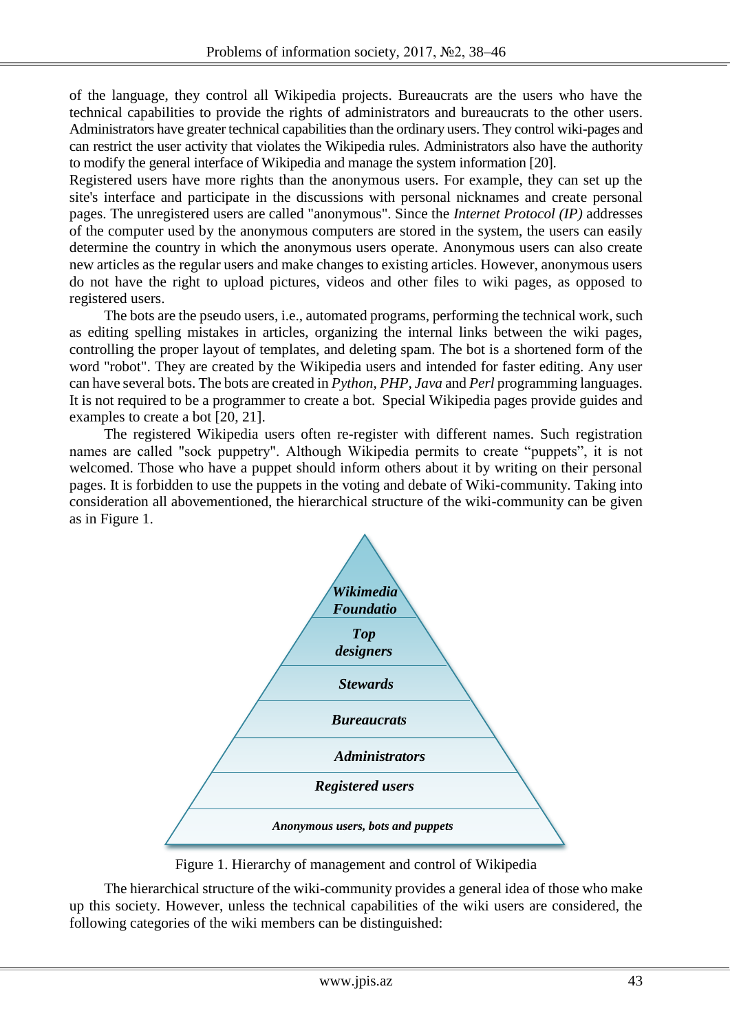of the language, they control all Wikipedia projects. Bureaucrats are the users who have the technical capabilities to provide the rights of administrators and bureaucrats to the other users. Administrators have greater technical capabilities than the ordinary users. They control wiki-pages and can restrict the user activity that violates the Wikipedia rules. Administrators also have the authority to modify the general interface of Wikipedia and manage the system information [20].

Registered users have more rights than the anonymous users. For example, they can set up the site's interface and participate in the discussions with personal nicknames and create personal pages. The unregistered users are called "anonymous". Since the *Internet Protocol (IP)* addresses of the computer used by the anonymous computers are stored in the system, the users can easily determine the country in which the anonymous users operate. Anonymous users can also create new articles as the regular users and make changes to existing articles. However, anonymous users do not have the right to upload pictures, videos and other files to wiki pages, as opposed to registered users.

The bots are the pseudo users, i.e., automated programs, performing the technical work, such as editing spelling mistakes in articles, organizing the internal links between the wiki pages, controlling the proper layout of templates, and deleting spam. The bot is a shortened form of the word "robot". They are created by the Wikipedia users and intended for faster editing. Any user can have several bots. The bots are created in *Python*, *PHP*, *Java* and *Perl* programming languages. It is not required to be a programmer to create a bot. Special Wikipedia pages provide guides and examples to create a bot [20, 21].

The registered Wikipedia users often re-register with different names. Such registration names are called "sock puppetry". Although Wikipedia permits to create "puppets", it is not welcomed. Those who have a puppet should inform others about it by writing on their personal pages. It is forbidden to use the puppets in the voting and debate of Wiki-community. Taking into consideration all abovementioned, the hierarchical structure of the wiki-community can be given as in Figure 1.

***Wikimedia Foundatio***

***Top designers***

***Stewards***

***Bureaucrats***

***Administrators***

***Registered users***

***Anonymous users, bots and puppets***

Figure 1. Hierarchy of management and control of Wikipedia

The hierarchical structure of the wiki-community provides a general idea of those who make up this society. However, unless the technical capabilities of the wiki users are considered, the following categories of the wiki members can be distinguished: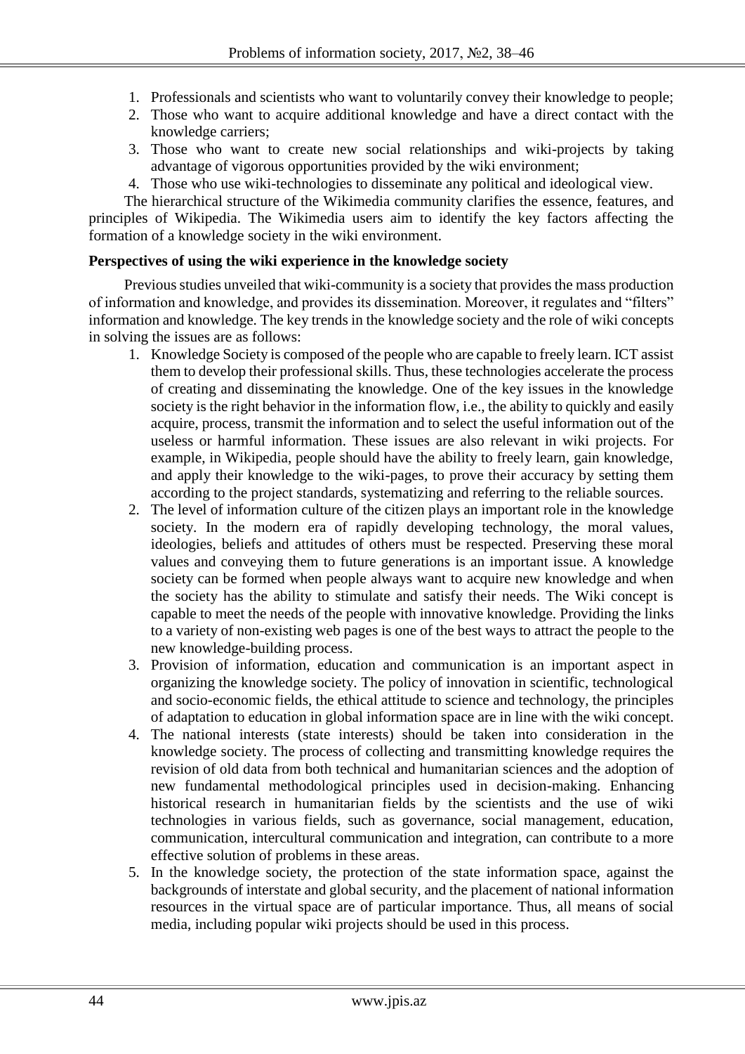1. Professionals and scientists who want to voluntarily convey their knowledge to people;
2. Those who want to acquire additional knowledge and have a direct contact with the knowledge carriers;
3. Those who want to create new social relationships and wiki-projects by taking advantage of vigorous opportunities provided by the wiki environment;
4. Those who use wiki-technologies to disseminate any political and ideological view.

The hierarchical structure of the Wikimedia community clarifies the essence, features, and principles of Wikipedia. The Wikimedia users aim to identify the key factors affecting the formation of a knowledge society in the wiki environment.

**Perspectives of using the wiki experience in the knowledge society**

Previous studies unveiled that wiki-community is a society that provides the mass production of information and knowledge, and provides its dissemination. Moreover, it regulates and "filters" information and knowledge. The key trends in the knowledge society and the role of wiki concepts in solving the issues are as follows:

1. Knowledge Society is composed of the people who are capable to freely learn. ICT assist them to develop their professional skills. Thus, these technologies accelerate the process of creating and disseminating the knowledge. One of the key issues in the knowledge society is the right behavior in the information flow, i.e., the ability to quickly and easily acquire, process, transmit the information and to select the useful information out of the useless or harmful information. These issues are also relevant in wiki projects. For example, in Wikipedia, people should have the ability to freely learn, gain knowledge, and apply their knowledge to the wiki-pages, to prove their accuracy by setting them according to the project standards, systematizing and referring to the reliable sources.
2. The level of information culture of the citizen plays an important role in the knowledge society. In the modern era of rapidly developing technology, the moral values, ideologies, beliefs and attitudes of others must be respected. Preserving these moral values and conveying them to future generations is an important issue. A knowledge society can be formed when people always want to acquire new knowledge and when the society has the ability to stimulate and satisfy their needs. The Wiki concept is capable to meet the needs of the people with innovative knowledge. Providing the links to a variety of non-existing web pages is one of the best ways to attract the people to the new knowledge-building process.
3. Provision of information, education and communication is an important aspect in organizing the knowledge society. The policy of innovation in scientific, technological and socio-economic fields, the ethical attitude to science and technology, the principles of adaptation to education in global information space are in line with the wiki concept.
4. The national interests (state interests) should be taken into consideration in the knowledge society. The process of collecting and transmitting knowledge requires the revision of old data from both technical and humanitarian sciences and the adoption of new fundamental methodological principles used in decision-making. Enhancing historical research in humanitarian fields by the scientists and the use of wiki technologies in various fields, such as governance, social management, education, communication, intercultural communication and integration, can contribute to a more effective solution of problems in these areas.
5. In the knowledge society, the protection of the state information space, against the backgrounds of interstate and global security, and the placement of national information resources in the virtual space are of particular importance. Thus, all means of social media, including popular wiki projects should be used in this process.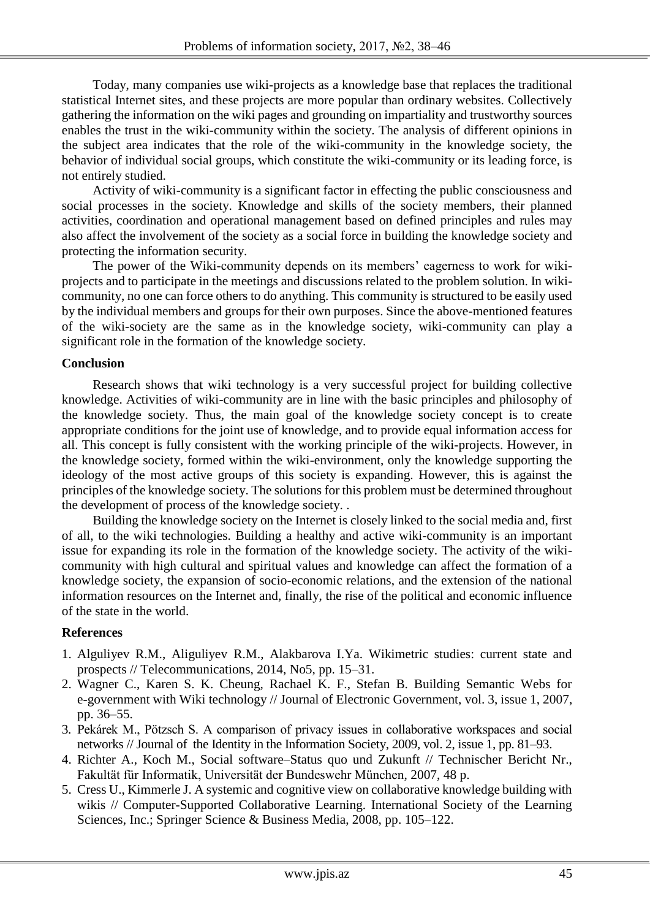Today, many companies use wiki-projects as a knowledge base that replaces the traditional statistical Internet sites, and these projects are more popular than ordinary websites. Collectively gathering the information on the wiki pages and grounding on impartiality and trustworthy sources enables the trust in the wiki-community within the society. The analysis of different opinions in the subject area indicates that the role of the wiki-community in the knowledge society, the behavior of individual social groups, which constitute the wiki-community or its leading force, is not entirely studied.

Activity of wiki-community is a significant factor in effecting the public consciousness and social processes in the society. Knowledge and skills of the society members, their planned activities, coordination and operational management based on defined principles and rules may also affect the involvement of the society as a social force in building the knowledge society and protecting the information security.

The power of the Wiki-community depends on its members' eagerness to work for wiki-projects and to participate in the meetings and discussions related to the problem solution. In wiki-community, no one can force others to do anything. This community is structured to be easily used by the individual members and groups for their own purposes. Since the above-mentioned features of the wiki-society are the same as in the knowledge society, wiki-community can play a significant role in the formation of the knowledge society.

**Conclusion**

Research shows that wiki technology is a very successful project for building collective knowledge. Activities of wiki-community are in line with the basic principles and philosophy of the knowledge society. Thus, the main goal of the knowledge society concept is to create appropriate conditions for the joint use of knowledge, and to provide equal information access for all. This concept is fully consistent with the working principle of the wiki-projects. However, in the knowledge society, formed within the wiki-environment, only the knowledge supporting the ideology of the most active groups of this society is expanding. However, this is against the principles of the knowledge society. The solutions for this problem must be determined throughout the development of process of the knowledge society. .

Building the knowledge society on the Internet is closely linked to the social media and, first of all, to the wiki technologies. Building a healthy and active wiki-community is an important issue for expanding its role in the formation of the knowledge society. The activity of the wiki-community with high cultural and spiritual values and knowledge can affect the formation of a knowledge society, the expansion of socio-economic relations, and the extension of the national information resources on the Internet and, finally, the rise of the political and economic influence of the state in the world.

**References**

1. Alguliyev R.M., Aliguliyev R.M., Alakbarova I.Ya. Wikimetric studies: current state and prospects // Telecommunications, 2014, No5, pp. 15–31.
2. Wagner C., Karen S. K. Cheung, Rachael K. F., Stefan B. Building Semantic Webs for e-government with Wiki technology // Journal of Electronic Government, vol. 3, issue 1, 2007, pp. 36–55.
3. Pekárek M., Pötzsch S. A comparison of privacy issues in collaborative workspaces and social networks // Journal of the Identity in the Information Society, 2009, vol. 2, issue 1, pp. 81–93.
4. Richter A., Koch M., Social software–Status quo und Zukunft // Technischer Bericht Nr., Fakultät für Informatik, Universität der Bundeswehr München, 2007, 48 p.
5. Cress U., Kimmerle J. A systemic and cognitive view on collaborative knowledge building with wikis // Computer-Supported Collaborative Learning. International Society of the Learning Sciences, Inc.; Springer Science & Business Media, 2008, pp. 105–122.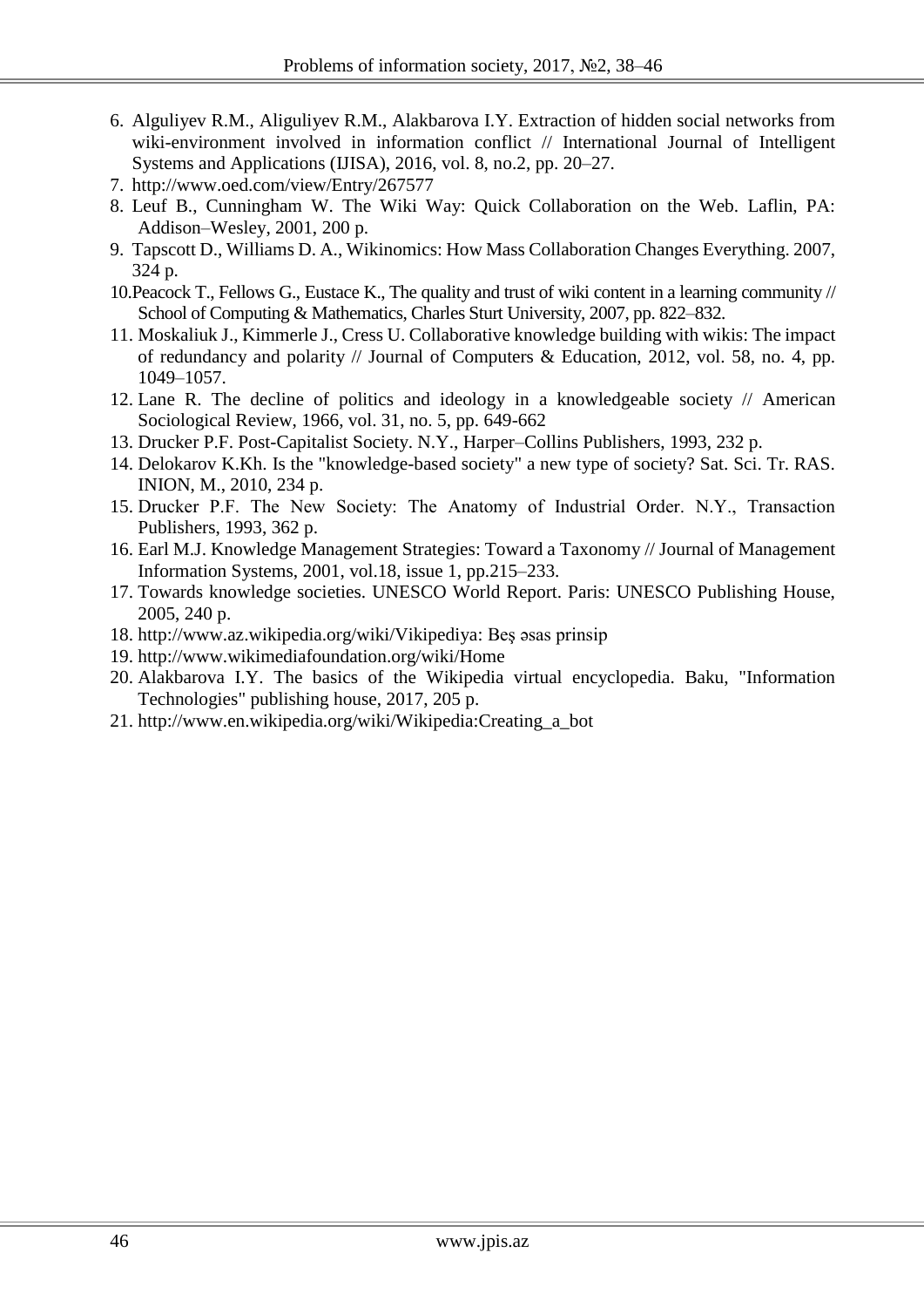6. Alguliyev R.M., Aliguliyev R.M., Alakbarova I.Y. Extraction of hidden social networks from wiki-environment involved in information conflict // International Journal of Intelligent Systems and Applications (IJISA), 2016, vol. 8, no.2, pp. 20–27.
7. http://www.oed.com/view/Entry/267577
8. Leuf B., Cunningham W. The Wiki Way: Quick Collaboration on the Web. Laflin, PA: Addison–Wesley, 2001, 200 p.
9. Tapscott D., Williams D. A., Wikinomics: How Mass Collaboration Changes Everything. 2007, 324 p.
10. Peacock T., Fellows G., Eustace K., The quality and trust of wiki content in a learning community // School of Computing & Mathematics, Charles Sturt University, 2007, pp. 822–832.
11. Moskaliuk J., Kimmerle J., Cress U. Collaborative knowledge building with wikis: The impact of redundancy and polarity // Journal of Computers & Education, 2012, vol. 58, no. 4, pp. 1049–1057.
12. Lane R. The decline of politics and ideology in a knowledgeable society // American Sociological Review, 1966, vol. 31, no. 5, pp. 649-662
13. Drucker P.F. Post-Capitalist Society. N.Y., Harper–Collins Publishers, 1993, 232 p.
14. Delokarov K.Kh. Is the "knowledge-based society" a new type of society? Sat. Sci. Tr. RAS. INION, M., 2010, 234 p.
15. Drucker P.F. The New Society: The Anatomy of Industrial Order. N.Y., Transaction Publishers, 1993, 362 p.
16. Earl M.J. Knowledge Management Strategies: Toward a Taxonomy // Journal of Management Information Systems, 2001, vol.18, issue 1, pp.215–233.
17. Towards knowledge societies. UNESCO World Report. Paris: UNESCO Publishing House, 2005, 240 p.
18. http://www.az.wikipedia.org/wiki/Vikipediya: Beş əsas prinsip
19. http://www.wikimediafoundation.org/wiki/Home
20. Alakbarova I.Y. The basics of the Wikipedia virtual encyclopedia. Baku, "Information Technologies" publishing house, 2017, 205 p.
21. http://www.en.wikipedia.org/wiki/Wikipedia:Creating_a_bot